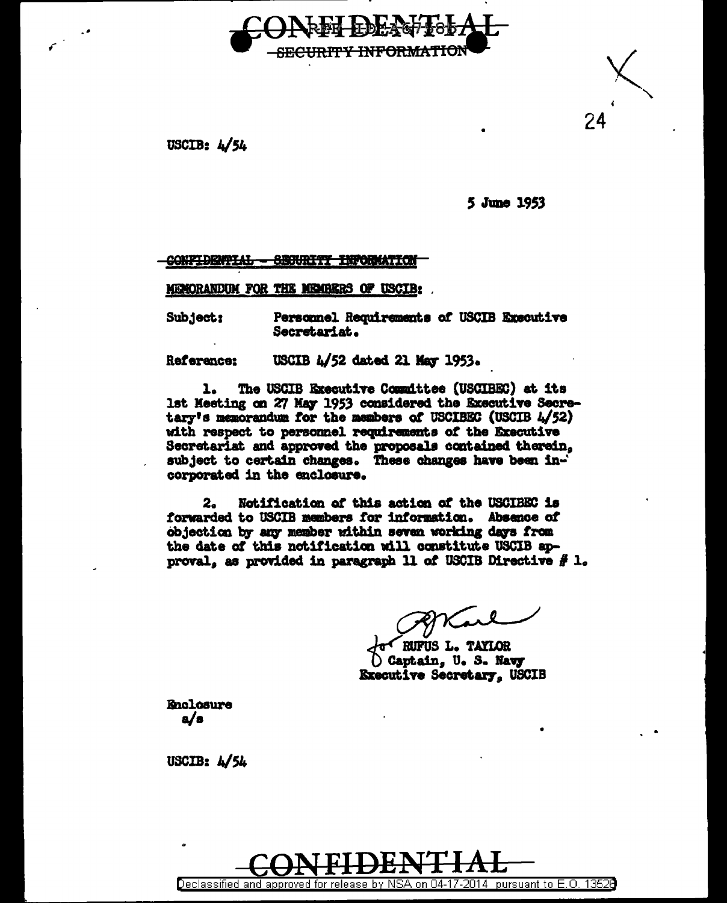CONFIDENTIAL
SECURITY INFORMATION

USCIB: 4/54

5 June 1953

CONFIDENTIAL - SECURITY INFORMATION

MEMORANDUM FOR THE MEMBERS OF USCIB:

Subject: Personnel Requirements of USCIB Executive Secretariat.

Reference: USCIB 4/52 dated 21 May 1953.

1. The USCIB Executive Committee (USCIBEC) at its 1st Meeting on 27 May 1953 considered the Executive Secretary's memorandum for the members of USCIBEC (USCIB 4/52) with respect to personnel requirements of the Executive Secretariat and approved the proposals contained therein, subject to certain changes. These changes have been incorporated in the enclosure.

2. Notification of this action of the USCIBEC is forwarded to USCIB members for information. Absence of objection by any member within seven working days from the date of this notification will constitute USCIB approval, as provided in paragraph 11 of USCIB Directive # 1.

for RUFUS L. TAYLOR
Captain, U. S. Navy
Executive Secretary, USCIB

Enclosure
a/s

USCIB: 4/54

CONFIDENTIAL

Declassified and approved for release by NSA on 04-17-2014 pursuant to E.O. 13526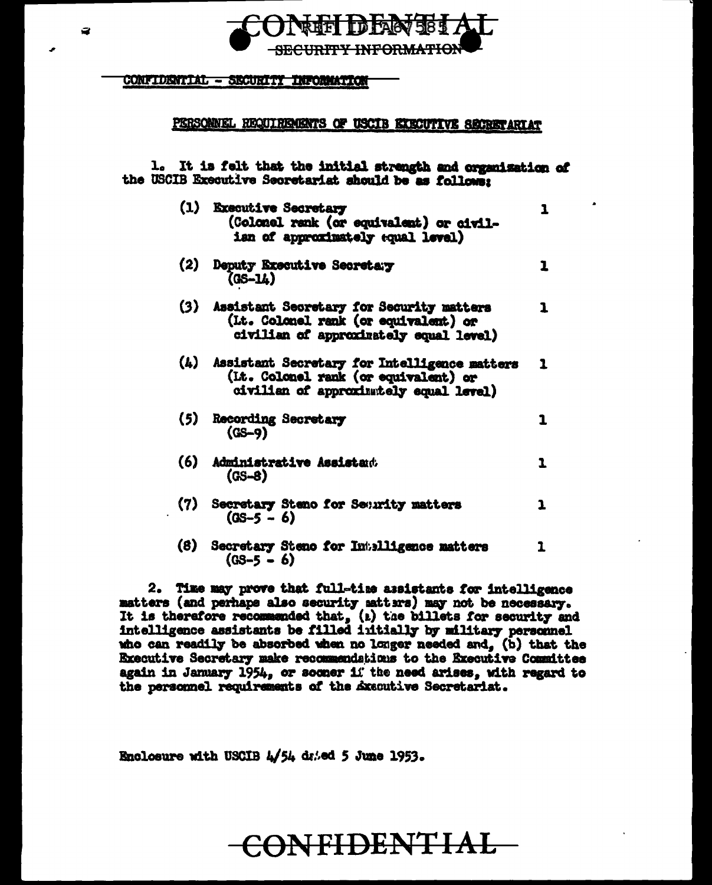CONFIDENTIAL - SECURITY INFORMATION

## PERSONNEL REQUIREMENTS OF USCIB EXECUTIVE SECRETARIAT

1. It is felt that the initial strength and organization of the USCIB Executive Secretariat should be as follows:

| | | |
|---|---|---|
| (1) | Executive Secretary (Colonel rank (or equivalent) or civilian of approximately equal level) | 1 |
| (2) | Deputy Executive Secretary (GS-14) | 1 |
| (3) | Assistant Secretary for Security matters (Lt. Colonel rank (or equivalent) or civilian of approximately equal level) | 1 |
| (4) | Assistant Secretary for Intelligence matters (Lt. Colonel rank (or equivalent) or civilian of approximately equal level) | 1 |
| (5) | Recording Secretary (GS-9) | 1 |
| (6) | Administrative Assistant (GS-8) | 1 |
| (7) | Secretary Steno for Security matters (GS-5 - 6) | 1 |
| (8) | Secretary Steno for Intelligence matters (GS-5 - 6) | 1 |

2. Time may prove that full-time assistants for intelligence matters (and perhaps also security matters) may not be necessary. It is therefore recommended that, (a) the billets for security and intelligence assistants be filled initially by military personnel who can readily be absorbed when no longer needed and, (b) that the Executive Secretary make recommendations to the Executive Committee again in January 1954, or sooner if the need arises, with regard to the personnel requirements of the Executive Secretariat.

Enclosure with USCIB 4/54 dated 5 June 1953.

CONFIDENTIAL